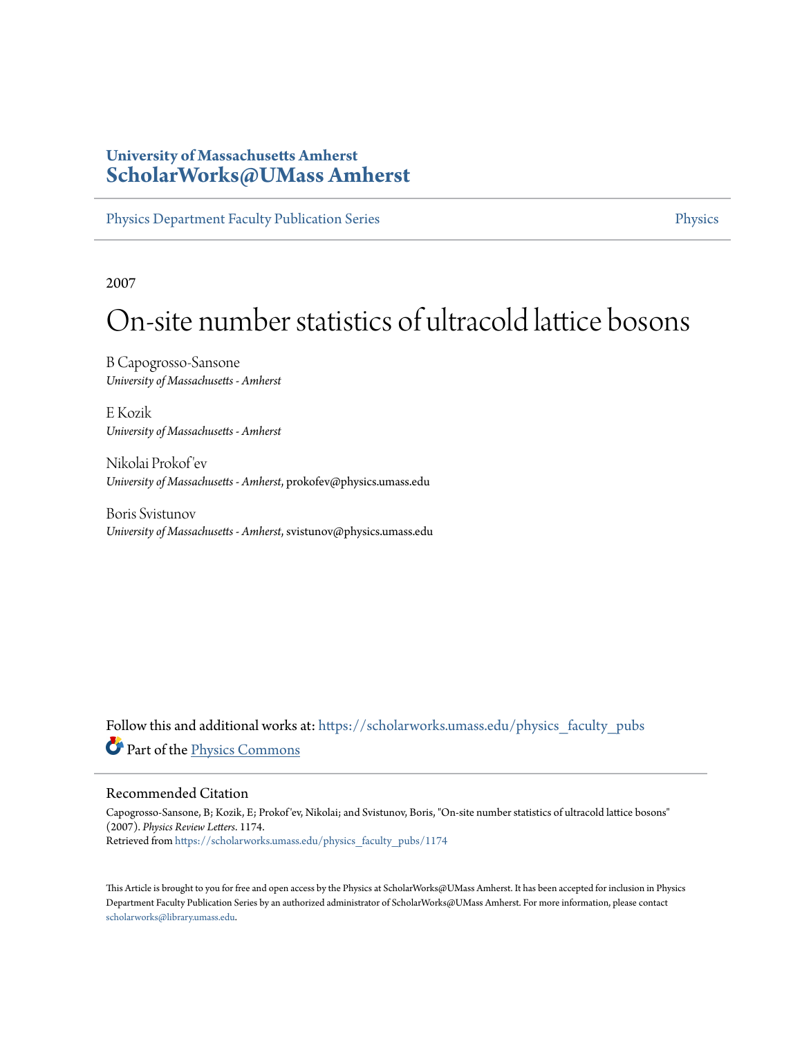University of Massachusetts Amherst
**ScholarWorks@UMass Amherst**

Physics Department Faculty Publication Series | Physics

2007

# On-site number statistics of ultracold lattice bosons

B Capogrosso-Sansone
*University of Massachusetts - Amherst*

E Kozik
*University of Massachusetts - Amherst*

Nikolai Prokof'ev
*University of Massachusetts - Amherst*, prokofev@physics.umass.edu

Boris Svistunov
*University of Massachusetts - Amherst*, svistunov@physics.umass.edu

Follow this and additional works at: https://scholarworks.umass.edu/physics_faculty_pubs

Part of the Physics Commons

## Recommended Citation

Capogrosso-Sansone, B; Kozik, E; Prokof'ev, Nikolai; and Svistunov, Boris, "On-site number statistics of ultracold lattice bosons" (2007). *Physics Review Letters*. 1174.
Retrieved from https://scholarworks.umass.edu/physics_faculty_pubs/1174

This Article is brought to you for free and open access by the Physics at ScholarWorks@UMass Amherst. It has been accepted for inclusion in Physics Department Faculty Publication Series by an authorized administrator of ScholarWorks@UMass Amherst. For more information, please contact scholarworks@library.umass.edu.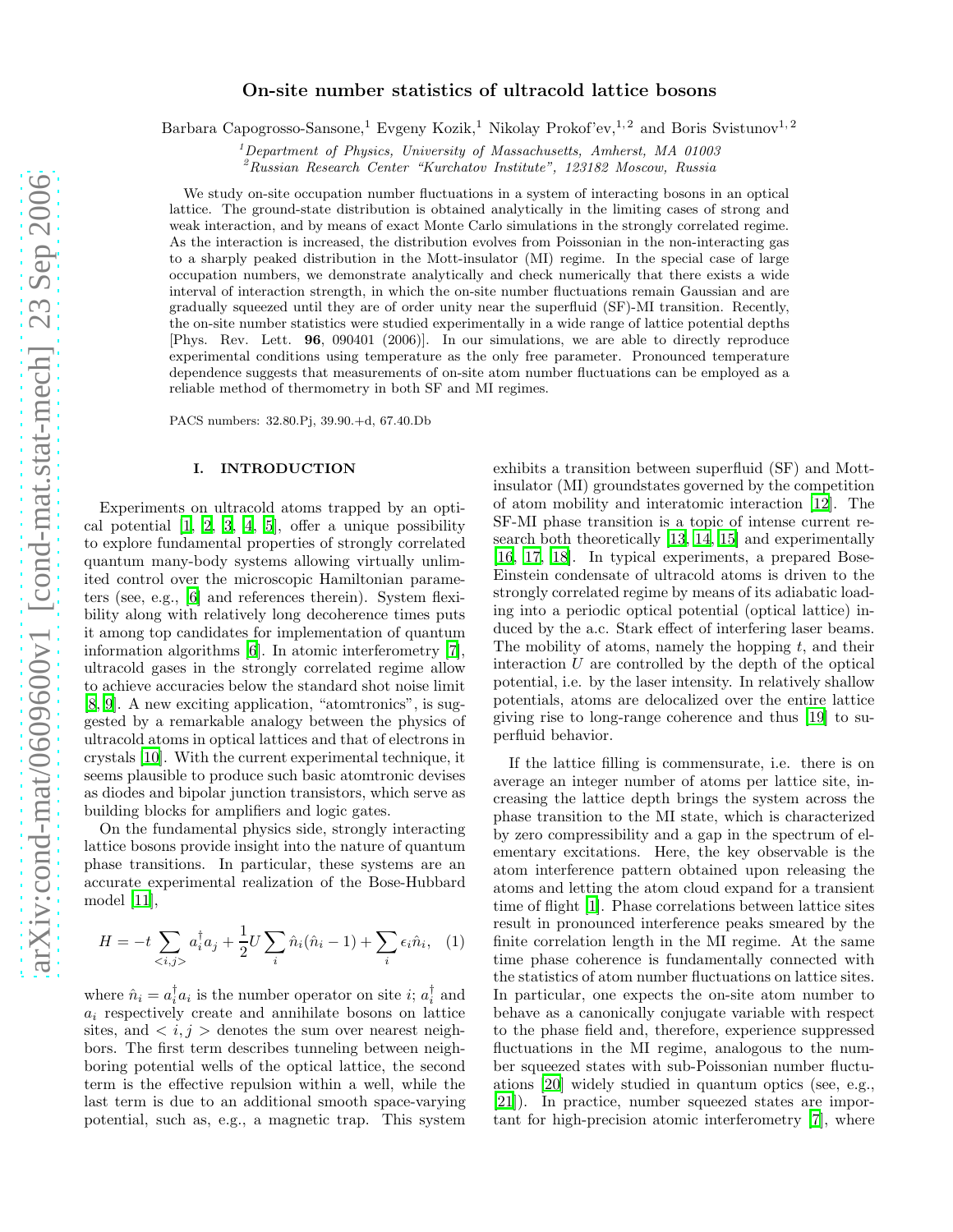# On-site number statistics of ultracold lattice bosons

Barbara Capogrosso-Sansone,[1] Evgeny Kozik,[1] Nikolay Prokof'ev,[1,2] and Boris Svistunov[1,2]

[1] *Department of Physics, University of Massachusetts, Amherst, MA 01003*
[2] *Russian Research Center "Kurchatov Institute", 123182 Moscow, Russia*

We study on-site occupation number fluctuations in a system of interacting bosons in an optical lattice. The ground-state distribution is obtained analytically in the limiting cases of strong and weak interaction, and by means of exact Monte Carlo simulations in the strongly correlated regime. As the interaction is increased, the distribution evolves from Poissonian in the non-interacting gas to a sharply peaked distribution in the Mott-insulator (MI) regime. In the special case of large occupation numbers, we demonstrate analytically and check numerically that there exists a wide interval of interaction strength, in which the on-site number fluctuations remain Gaussian and are gradually squeezed until they are of order unity near the superfluid (SF)-MI transition. Recently, the on-site number statistics were studied experimentally in a wide range of lattice potential depths [Phys. Rev. Lett. **96**, 090401 (2006)]. In our simulations, we are able to directly reproduce experimental conditions using temperature as the only free parameter. Pronounced temperature dependence suggests that measurements of on-site atom number fluctuations can be employed as a reliable method of thermometry in both SF and MI regimes.

PACS numbers: 32.80.Pj, 39.90.+d, 67.40.Db

## I. INTRODUCTION

Experiments on ultracold atoms trapped by an optical potential [1, 2, 3, 4, 5], offer a unique possibility to explore fundamental properties of strongly correlated quantum many-body systems allowing virtually unlimited control over the microscopic Hamiltonian parameters (see, e.g., [6] and references therein). System flexibility along with relatively long decoherence times puts it among top candidates for implementation of quantum information algorithms [6]. In atomic interferometry [7], ultracold gases in the strongly correlated regime allow to achieve accuracies below the standard shot noise limit [8, 9]. A new exciting application, "atomtronics", is suggested by a remarkable analogy between the physics of ultracold atoms in optical lattices and that of electrons in crystals [10]. With the current experimental technique, it seems plausible to produce such basic atomtronic devises as diodes and bipolar junction transistors, which serve as building blocks for amplifiers and logic gates.

On the fundamental physics side, strongly interacting lattice bosons provide insight into the nature of quantum phase transitions. In particular, these systems are an accurate experimental realization of the Bose-Hubbard model [11],

$$H = -t \sum_{<i,j>} a_i^\dagger a_j + \frac{1}{2} U \sum_i \hat{n}_i(\hat{n}_i - 1) + \sum_i \epsilon_i \hat{n}_i, \quad (1)$$

where $\hat{n}_i = a_i^\dagger a_i$ is the number operator on site $i$; $a_i^\dagger$ and $a_i$ respectively create and annihilate bosons on lattice sites, and $< i, j >$ denotes the sum over nearest neighbors. The first term describes tunneling between neighboring potential wells of the optical lattice, the second term is the effective repulsion within a well, while the last term is due to an additional smooth space-varying potential, such as, e.g., a magnetic trap. This system exhibits a transition between superfluid (SF) and Mott-insulator (MI) groundstates governed by the competition of atom mobility and interatomic interaction [12]. The SF-MI phase transition is a topic of intense current research both theoretically [13, 14, 15] and experimentally [16, 17, 18]. In typical experiments, a prepared Bose-Einstein condensate of ultracold atoms is driven to the strongly correlated regime by means of its adiabatic loading into a periodic optical potential (optical lattice) induced by the a.c. Stark effect of interfering laser beams. The mobility of atoms, namely the hopping $t$, and their interaction $U$ are controlled by the depth of the optical potential, i.e. by the laser intensity. In relatively shallow potentials, atoms are delocalized over the entire lattice giving rise to long-range coherence and thus [19] to superfluid behavior.

If the lattice filling is commensurate, i.e. there is on average an integer number of atoms per lattice site, increasing the lattice depth brings the system across the phase transition to the MI state, which is characterized by zero compressibility and a gap in the spectrum of elementary excitations. Here, the key observable is the atom interference pattern obtained upon releasing the atoms and letting the atom cloud expand for a transient time of flight [1]. Phase correlations between lattice sites result in pronounced interference peaks smeared by the finite correlation length in the MI regime. At the same time phase coherence is fundamentally connected with the statistics of atom number fluctuations on lattice sites. In particular, one expects the on-site atom number to behave as a canonically conjugate variable with respect to the phase field and, therefore, experience suppressed fluctuations in the MI regime, analogous to the number squeezed states with sub-Poissonian number fluctuations [20] widely studied in quantum optics (see, e.g., [21]). In practice, number squeezed states are important for high-precision atomic interferometry [7], where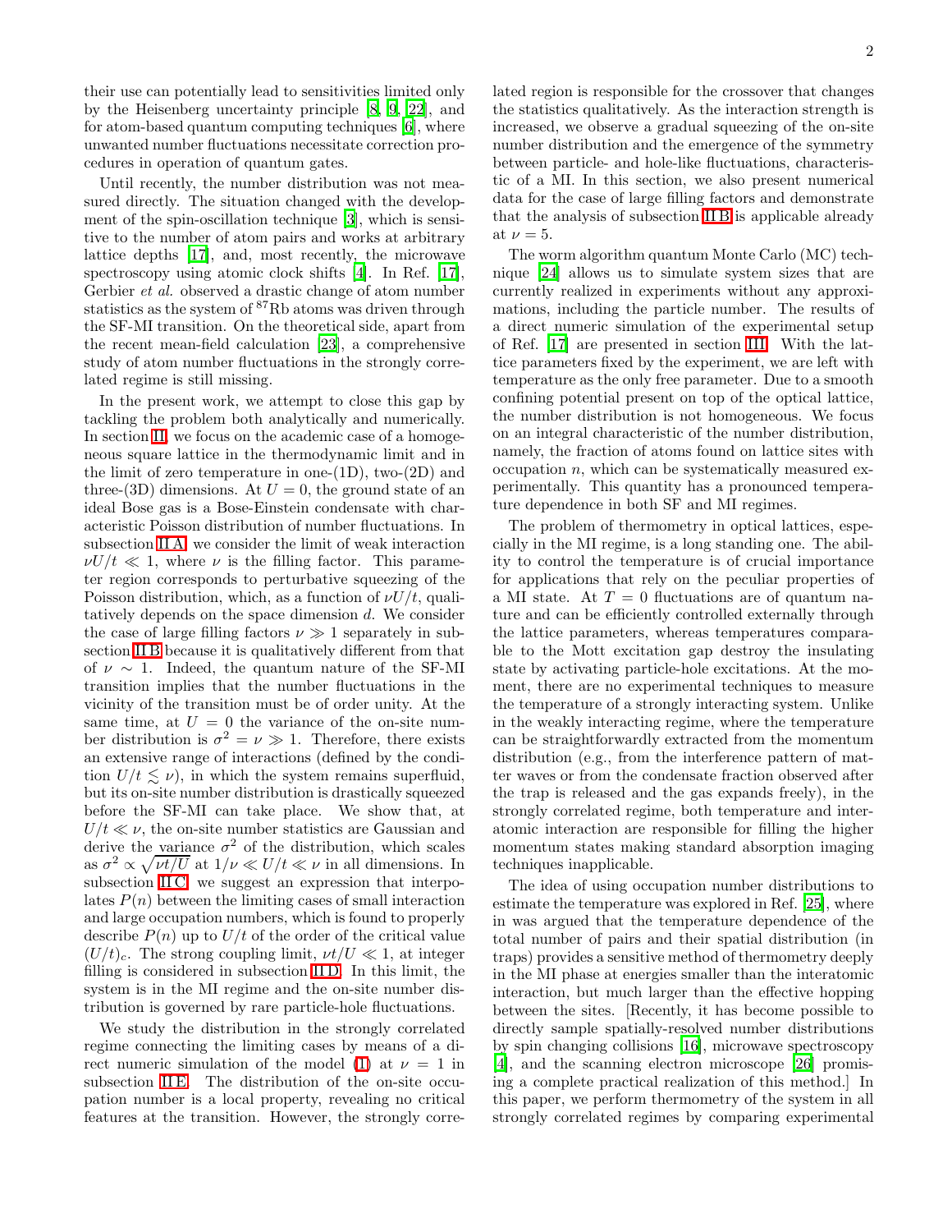their use can potentially lead to sensitivities limited only by the Heisenberg uncertainty principle [8, 9, 22], and for atom-based quantum computing techniques [6], where unwanted number fluctuations necessitate correction procedures in operation of quantum gates.

Until recently, the number distribution was not measured directly. The situation changed with the development of the spin-oscillation technique [3], which is sensitive to the number of atom pairs and works at arbitrary lattice depths [17], and, most recently, the microwave spectroscopy using atomic clock shifts [4]. In Ref. [17], Gerbier *et al.* observed a drastic change of atom number statistics as the system of $^{87}$Rb atoms was driven through the SF-MI transition. On the theoretical side, apart from the recent mean-field calculation [23], a comprehensive study of atom number fluctuations in the strongly correlated regime is still missing.

In the present work, we attempt to close this gap by tackling the problem both analytically and numerically. In section II, we focus on the academic case of a homogeneous square lattice in the thermodynamic limit and in the limit of zero temperature in one-(1D), two-(2D) and three-(3D) dimensions. At $U = 0$, the ground state of an ideal Bose gas is a Bose-Einstein condensate with characteristic Poisson distribution of number fluctuations. In subsection II A, we consider the limit of weak interaction $\nu U/t \ll 1$, where $\nu$ is the filling factor. This parameter region corresponds to perturbative squeezing of the Poisson distribution, which, as a function of $\nu U/t$, qualitatively depends on the space dimension $d$. We consider the case of large filling factors $\nu \gg 1$ separately in subsection II B because it is qualitatively different from that of $\nu \sim 1$. Indeed, the quantum nature of the SF-MI transition implies that the number fluctuations in the vicinity of the transition must be of order unity. At the same time, at $U = 0$ the variance of the on-site number distribution is $\sigma^2 = \nu \gg 1$. Therefore, there exists an extensive range of interactions (defined by the condition $U/t \lesssim \nu$), in which the system remains superfluid, but its on-site number distribution is drastically squeezed before the SF-MI can take place. We show that, at $U/t \ll \nu$, the on-site number statistics are Gaussian and derive the variance $\sigma^2$ of the distribution, which scales as $\sigma^2 \propto \sqrt{\nu t/U}$ at $1/\nu \ll U/t \ll \nu$ in all dimensions. In subsection II C, we suggest an expression that interpolates $P(n)$ between the limiting cases of small interaction and large occupation numbers, which is found to properly describe $P(n)$ up to $U/t$ of the order of the critical value $(U/t)_c$. The strong coupling limit, $\nu t/U \ll 1$, at integer filling is considered in subsection II D. In this limit, the system is in the MI regime and the on-site number distribution is governed by rare particle-hole fluctuations.

We study the distribution in the strongly correlated regime connecting the limiting cases by means of a direct numeric simulation of the model (1) at $\nu = 1$ in subsection II E. The distribution of the on-site occupation number is a local property, revealing no critical features at the transition. However, the strongly correlated region is responsible for the crossover that changes the statistics qualitatively. As the interaction strength is increased, we observe a gradual squeezing of the on-site number distribution and the emergence of the symmetry between particle- and hole-like fluctuations, characteristic of a MI. In this section, we also present numerical data for the case of large filling factors and demonstrate that the analysis of subsection II B is applicable already at $\nu = 5$.

The worm algorithm quantum Monte Carlo (MC) technique [24] allows us to simulate system sizes that are currently realized in experiments without any approximations, including the particle number. The results of a direct numeric simulation of the experimental setup of Ref. [17] are presented in section III. With the lattice parameters fixed by the experiment, we are left with temperature as the only free parameter. Due to a smooth confining potential present on top of the optical lattice, the number distribution is not homogeneous. We focus on an integral characteristic of the number distribution, namely, the fraction of atoms found on lattice sites with occupation $n$, which can be systematically measured experimentally. This quantity has a pronounced temperature dependence in both SF and MI regimes.

The problem of thermometry in optical lattices, especially in the MI regime, is a long standing one. The ability to control the temperature is of crucial importance for applications that rely on the peculiar properties of a MI state. At $T = 0$ fluctuations are of quantum nature and can be efficiently controlled externally through the lattice parameters, whereas temperatures comparable to the Mott excitation gap destroy the insulating state by activating particle-hole excitations. At the moment, there are no experimental techniques to measure the temperature of a strongly interacting system. Unlike in the weakly interacting regime, where the temperature can be straightforwardly extracted from the momentum distribution (e.g., from the interference pattern of matter waves or from the condensate fraction observed after the trap is released and the gas expands freely), in the strongly correlated regime, both temperature and interatomic interaction are responsible for filling the higher momentum states making standard absorption imaging techniques inapplicable.

The idea of using occupation number distributions to estimate the temperature was explored in Ref. [25], where in was argued that the temperature dependence of the total number of pairs and their spatial distribution (in traps) provides a sensitive method of thermometry deeply in the MI phase at energies smaller than the interatomic interaction, but much larger than the effective hopping between the sites. [Recently, it has become possible to directly sample spatially-resolved number distributions by spin changing collisions [16], microwave spectroscopy [4], and the scanning electron microscope [26] promising a complete practical realization of this method.] In this paper, we perform thermometry of the system in all strongly correlated regimes by comparing experimental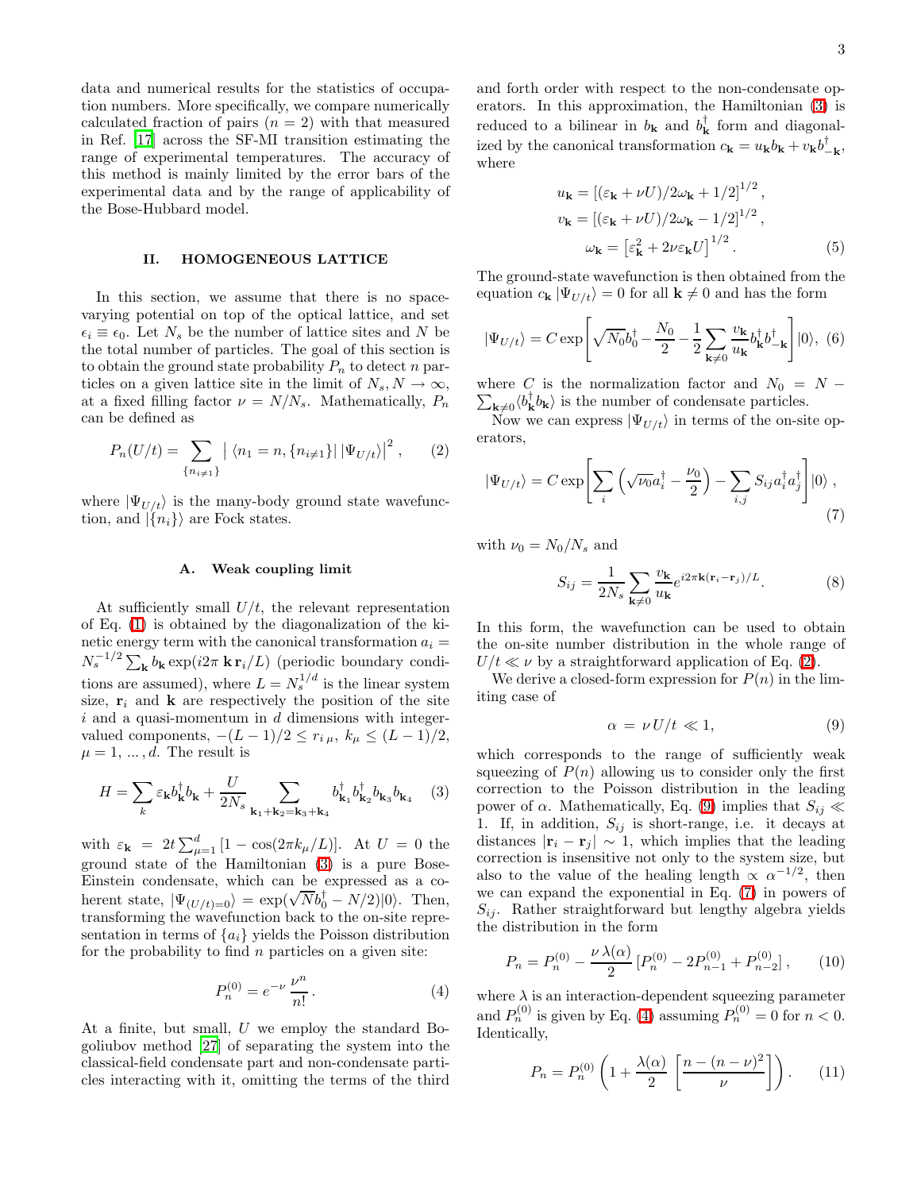data and numerical results for the statistics of occupation numbers. More specifically, we compare numerically calculated fraction of pairs ($n = 2$) with that measured in Ref. [17] across the SF-MI transition estimating the range of experimental temperatures. The accuracy of this method is mainly limited by the error bars of the experimental data and by the range of applicability of the Bose-Hubbard model.

## II. HOMOGENEOUS LATTICE

In this section, we assume that there is no space-varying potential on top of the optical lattice, and set $\epsilon_i \equiv \epsilon_0$. Let $N_s$ be the number of lattice sites and $N$ be the total number of particles. The goal of this section is to obtain the ground state probability $P_n$ to detect $n$ particles on a given lattice site in the limit of $N_s, N \to \infty$, at a fixed filling factor $\nu = N/N_s$. Mathematically, $P_n$ can be defined as

$$P_n(U/t) = \sum_{\{n_{i\neq 1}\}} \left| \langle n_1 = n, \{n_{i\neq 1}\} | \, |\Psi_{U/t}\rangle \right|^2 , \qquad (2)$$

where $|\Psi_{U/t}\rangle$ is the many-body ground state wavefunction, and $|\{n_i\}\rangle$ are Fock states.

### A. Weak coupling limit

At sufficiently small $U/t$, the relevant representation of Eq. (1) is obtained by the diagonalization of the kinetic energy term with the canonical transformation $a_i = N_s^{-1/2} \sum_{\mathbf{k}} b_{\mathbf{k}} \exp(i2\pi\, \mathbf{k}\, \mathbf{r}_i/L)$ (periodic boundary conditions are assumed), where $L = N_s^{1/d}$ is the linear system size, $\mathbf{r}_i$ and $\mathbf{k}$ are respectively the position of the site $i$ and a quasi-momentum in $d$ dimensions with integer-valued components, $-(L-1)/2 \leq r_{i\,\mu},\ k_\mu \leq (L-1)/2$, $\mu = 1, \ldots, d$. The result is

$$H = \sum_k \varepsilon_{\mathbf{k}} b^\dagger_{\mathbf{k}} b_{\mathbf{k}} + \frac{U}{2N_s} \sum_{\mathbf{k}_1+\mathbf{k}_2=\mathbf{k}_3+\mathbf{k}_4} b^\dagger_{\mathbf{k}_1} b^\dagger_{\mathbf{k}_2} b_{\mathbf{k}_3} b_{\mathbf{k}_4} \qquad (3)$$

with $\varepsilon_{\mathbf{k}} = 2t \sum_{\mu=1}^{d} [1 - \cos(2\pi k_\mu/L)]$. At $U = 0$ the ground state of the Hamiltonian (3) is a pure Bose-Einstein condensate, which can be expressed as a coherent state, $|\Psi_{(U/t)=0}\rangle = \exp(\sqrt{N} b_0^\dagger - N/2)|0\rangle$. Then, transforming the wavefunction back to the on-site representation in terms of $\{a_i\}$ yields the Poisson distribution for the probability to find $n$ particles on a given site:

$$P_n^{(0)} = e^{-\nu}\, \frac{\nu^n}{n!} . \qquad (4)$$

At a finite, but small, $U$ we employ the standard Bogoliubov method [27] of separating the system into the classical-field condensate part and non-condensate particles interacting with it, omitting the terms of the third and forth order with respect to the non-condensate operators. In this approximation, the Hamiltonian (3) is reduced to a bilinear in $b_{\mathbf{k}}$ and $b^\dagger_{\mathbf{k}}$ form and diagonalized by the canonical transformation $c_{\mathbf{k}} = u_{\mathbf{k}} b_{\mathbf{k}} + v_{\mathbf{k}} b^\dagger_{-\mathbf{k}}$, where

$$\begin{aligned} u_{\mathbf{k}} &= \left[(\varepsilon_{\mathbf{k}} + \nu U)/2\omega_{\mathbf{k}} + 1/2\right]^{1/2} , \\ v_{\mathbf{k}} &= \left[(\varepsilon_{\mathbf{k}} + \nu U)/2\omega_{\mathbf{k}} - 1/2\right]^{1/2} , \\ \omega_{\mathbf{k}} &= \left[\varepsilon_{\mathbf{k}}^2 + 2\nu \varepsilon_{\mathbf{k}} U\right]^{1/2} . \end{aligned} \qquad (5)$$

The ground-state wavefunction is then obtained from the equation $c_{\mathbf{k}} |\Psi_{U/t}\rangle = 0$ for all $\mathbf{k} \neq 0$ and has the form

$$|\Psi_{U/t}\rangle = C \exp\left[\sqrt{N_0} b_0^\dagger - \frac{N_0}{2} - \frac{1}{2} \sum_{\mathbf{k}\neq 0} \frac{v_{\mathbf{k}}}{u_{\mathbf{k}}} b^\dagger_{\mathbf{k}} b^\dagger_{-\mathbf{k}}\right] |0\rangle, \ (6)$$

where $C$ is the normalization factor and $N_0 = N - \sum_{\mathbf{k}\neq 0} \langle b^\dagger_{\mathbf{k}} b_{\mathbf{k}}\rangle$ is the number of condensate particles.

Now we can express $|\Psi_{U/t}\rangle$ in terms of the on-site operators,

$$|\Psi_{U/t}\rangle = C \exp\left[\sum_i \left(\sqrt{\nu_0} a_i^\dagger - \frac{\nu_0}{2}\right) - \sum_{i,j} S_{ij} a_i^\dagger a_j^\dagger\right] |0\rangle , \qquad (7)$$

with $\nu_0 = N_0/N_s$ and

$$S_{ij} = \frac{1}{2N_s} \sum_{\mathbf{k}\neq 0} \frac{v_{\mathbf{k}}}{u_{\mathbf{k}}} e^{i2\pi \mathbf{k}(\mathbf{r}_i - \mathbf{r}_j)/L} . \qquad (8)$$

In this form, the wavefunction can be used to obtain the on-site number distribution in the whole range of $U/t \ll \nu$ by a straightforward application of Eq. (2).

We derive a closed-form expression for $P(n)$ in the limiting case of

$$\alpha \, = \, \nu\, U/t \ll 1, \qquad (9)$$

which corresponds to the range of sufficiently weak squeezing of $P(n)$ allowing us to consider only the first correction to the Poisson distribution in the leading power of $\alpha$. Mathematically, Eq. (9) implies that $S_{ij} \ll 1$. If, in addition, $S_{ij}$ is short-range, i.e. it decays at distances $|\mathbf{r}_i - \mathbf{r}_j| \sim 1$, which implies that the leading correction is insensitive not only to the system size, but also to the value of the healing length $\propto \alpha^{-1/2}$, then we can expand the exponential in Eq. (7) in powers of $S_{ij}$. Rather straightforward but lengthy algebra yields the distribution in the form

$$P_n = P_n^{(0)} - \frac{\nu\, \lambda(\alpha)}{2} \left[P_n^{(0)} - 2P_{n-1}^{(0)} + P_{n-2}^{(0)}\right] , \qquad (10)$$

where $\lambda$ is an interaction-dependent squeezing parameter and $P_n^{(0)}$ is given by Eq. (4) assuming $P_n^{(0)} = 0$ for $n < 0$. Identically,

$$P_n = P_n^{(0)} \left(1 + \frac{\lambda(\alpha)}{2} \left[\frac{n - (n-\nu)^2}{\nu}\right]\right) . \qquad (11)$$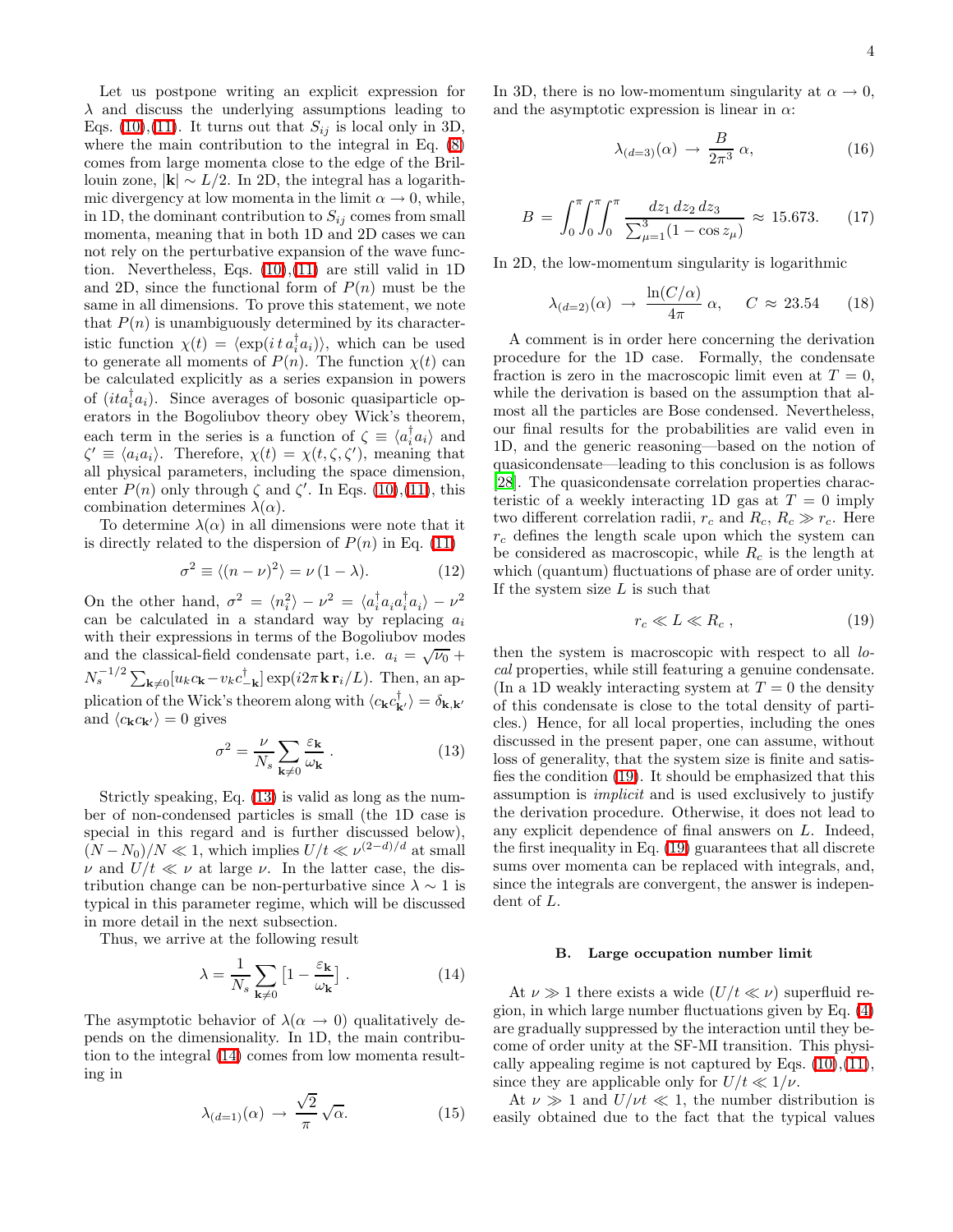Let us postpone writing an explicit expression for $\lambda$ and discuss the underlying assumptions leading to Eqs. (10),(11). It turns out that $S_{ij}$ is local only in 3D, where the main contribution to the integral in Eq. (8) comes from large momenta close to the edge of the Brillouin zone, $|\mathbf{k}| \sim L/2$. In 2D, the integral has a logarithmic divergency at low momenta in the limit $\alpha \to 0$, while, in 1D, the dominant contribution to $S_{ij}$ comes from small momenta, meaning that in both 1D and 2D cases we can not rely on the perturbative expansion of the wave function. Nevertheless, Eqs. (10),(11) are still valid in 1D and 2D, since the functional form of $P(n)$ must be the same in all dimensions. To prove this statement, we note that $P(n)$ is unambiguously determined by its characteristic function $\chi(t) = \langle \exp(i\, t\, a_i^\dagger a_i)\rangle$, which can be used to generate all moments of $P(n)$. The function $\chi(t)$ can be calculated explicitly as a series expansion in powers of $(ita_i^\dagger a_i)$. Since averages of bosonic quasiparticle operators in the Bogoliubov theory obey Wick's theorem, each term in the series is a function of $\zeta \equiv \langle a_i^\dagger a_i\rangle$ and $\zeta' \equiv \langle a_i a_i\rangle$. Therefore, $\chi(t) = \chi(t, \zeta, \zeta')$, meaning that all physical parameters, including the space dimension, enter $P(n)$ only through $\zeta$ and $\zeta'$. In Eqs. (10),(11), this combination determines $\lambda(\alpha)$.

To determine $\lambda(\alpha)$ in all dimensions were note that it is directly related to the dispersion of $P(n)$ in Eq. (11)

$$\sigma^2 \equiv \langle (n-\nu)^2\rangle = \nu\,(1-\lambda). \tag{12}$$

On the other hand, $\sigma^2 = \langle n_i^2\rangle - \nu^2 = \langle a_i^\dagger a_i a_i^\dagger a_i\rangle - \nu^2$ can be calculated in a standard way by replacing $a_i$ with their expressions in terms of the Bogoliubov modes and the classical-field condensate part, i.e. $a_i = \sqrt{\nu_0} + N_s^{-1/2}\sum_{\mathbf{k}\neq 0}[u_{\mathbf{k}} c_{\mathbf{k}} - v_{\mathbf{k}} c_{-\mathbf{k}}^\dagger]\exp(i2\pi \mathbf{k}\,\mathbf{r}_i/L)$. Then, an application of the Wick's theorem along with $\langle c_{\mathbf{k}} c_{\mathbf{k}'}^\dagger\rangle = \delta_{\mathbf{k},\mathbf{k}'}$ and $\langle c_{\mathbf{k}} c_{\mathbf{k}'}\rangle = 0$ gives

$$\sigma^2 = \frac{\nu}{N_s}\sum_{\mathbf{k}\neq 0}\frac{\varepsilon_{\mathbf{k}}}{\omega_{\mathbf{k}}}\,. \tag{13}$$

Strictly speaking, Eq. (13) is valid as long as the number of non-condensed particles is small (the 1D case is special in this regard and is further discussed below), $(N-N_0)/N \ll 1$, which implies $U/t \ll \nu^{(2-d)/d}$ at small $\nu$ and $U/t \ll \nu$ at large $\nu$. In the latter case, the distribution change can be non-perturbative since $\lambda \sim 1$ is typical in this parameter regime, which will be discussed in more detail in the next subsection.

Thus, we arrive at the following result

$$\lambda = \frac{1}{N_s}\sum_{\mathbf{k}\neq 0}\left[1 - \frac{\varepsilon_{\mathbf{k}}}{\omega_{\mathbf{k}}}\right]. \tag{14}$$

The asymptotic behavior of $\lambda(\alpha \to 0)$ qualitatively depends on the dimensionality. In 1D, the main contribution to the integral (14) comes from low momenta resulting in

$$\lambda_{(d=1)}(\alpha) \;\to\; \frac{\sqrt{2}}{\pi}\sqrt{\alpha}. \tag{15}$$

In 3D, there is no low-momentum singularity at $\alpha \to 0$, and the asymptotic expression is linear in $\alpha$:

$$\lambda_{(d=3)}(\alpha) \;\to\; \frac{B}{2\pi^3}\,\alpha, \tag{16}$$

$$B = \int_0^\pi\!\!\int_0^\pi\!\!\int_0^\pi \frac{dz_1\,dz_2\,dz_3}{\sum_{\mu=1}^{3}(1-\cos z_\mu)} \approx 15.673. \tag{17}$$

In 2D, the low-momentum singularity is logarithmic

$$\lambda_{(d=2)}(\alpha) \;\to\; \frac{\ln(C/\alpha)}{4\pi}\,\alpha, \qquad C \approx 23.54 \tag{18}$$

A comment is in order here concerning the derivation procedure for the 1D case. Formally, the condensate fraction is zero in the macroscopic limit even at $T=0$, while the derivation is based on the assumption that almost all the particles are Bose condensed. Nevertheless, our final results for the probabilities are valid even in 1D, and the generic reasoning—based on the notion of quasicondensate—leading to this conclusion is as follows [28]. The quasicondensate correlation properties characteristic of a weekly interacting 1D gas at $T=0$ imply two different correlation radii, $r_c$ and $R_c$, $R_c \gg r_c$. Here $r_c$ defines the length scale upon which the system can be considered as macroscopic, while $R_c$ is the length at which (quantum) fluctuations of phase are of order unity. If the system size $L$ is such that

$$r_c \ll L \ll R_c\,, \tag{19}$$

then the system is macroscopic with respect to all *local* properties, while still featuring a genuine condensate. (In a 1D weakly interacting system at $T=0$ the density of this condensate is close to the total density of particles.) Hence, for all local properties, including the ones discussed in the present paper, one can assume, without loss of generality, that the system size is finite and satisfies the condition (19). It should be emphasized that this assumption is *implicit* and is used exclusively to justify the derivation procedure. Otherwise, it does not lead to any explicit dependence of final answers on $L$. Indeed, the first inequality in Eq. (19) guarantees that all discrete sums over momenta can be replaced with integrals, and, since the integrals are convergent, the answer is independent of $L$.

### B. Large occupation number limit

At $\nu \gg 1$ there exists a wide ($U/t \ll \nu$) superfluid region, in which large number fluctuations given by Eq. (4) are gradually suppressed by the interaction until they become of order unity at the SF-MI transition. This physically appealing regime is not captured by Eqs. (10),(11), since they are applicable only for $U/t \ll 1/\nu$.

At $\nu \gg 1$ and $U/\nu t \ll 1$, the number distribution is easily obtained due to the fact that the typical values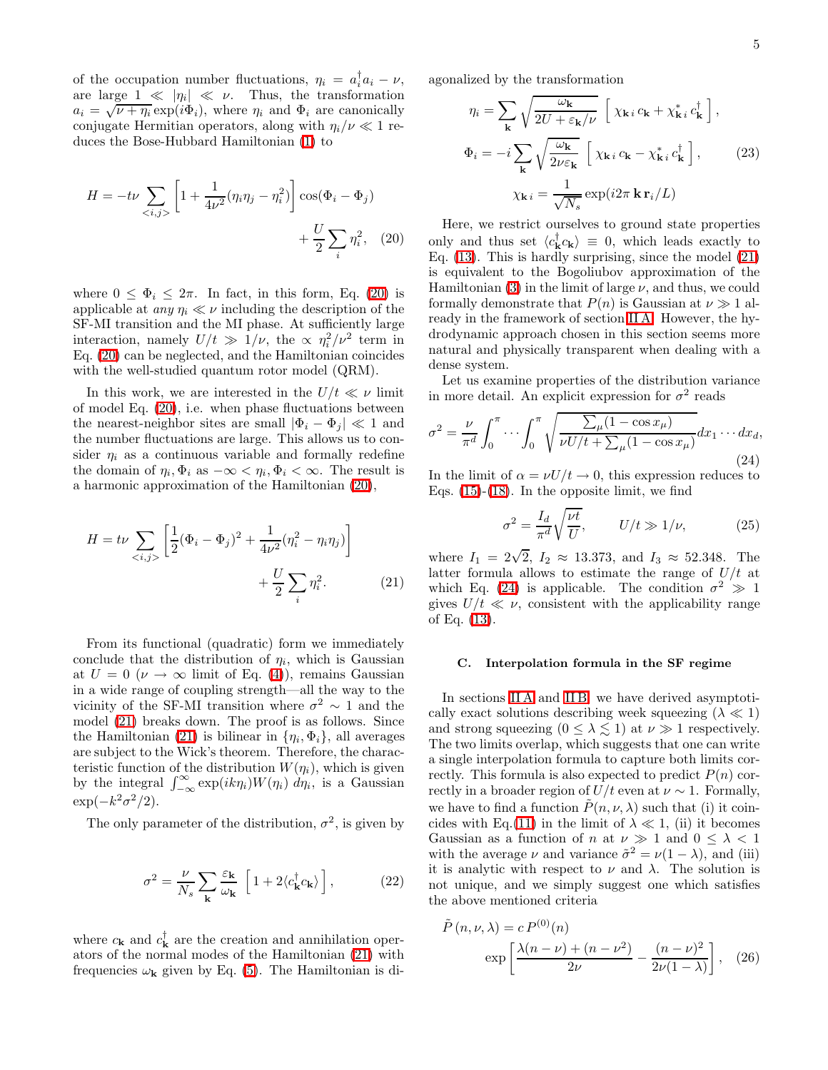of the occupation number fluctuations, $\eta_i = a_i^\dagger a_i - \nu$, are large $1 \ll |\eta_i| \ll \nu$. Thus, the transformation $a_i = \sqrt{\nu + \eta_i}\exp(i\Phi_i)$, where $\eta_i$ and $\Phi_i$ are canonically conjugate Hermitian operators, along with $\eta_i/\nu \ll 1$ reduces the Bose-Hubbard Hamiltonian (1) to

$$H = -t\nu \sum_{<i,j>} \left[1 + \frac{1}{4\nu^2}(\eta_i\eta_j - \eta_i^2)\right]\cos(\Phi_i - \Phi_j) + \frac{U}{2}\sum_i \eta_i^2, \quad (20)$$

where $0 \leq \Phi_i \leq 2\pi$. In fact, in this form, Eq. (20) is applicable at *any* $\eta_i \ll \nu$ including the description of the SF-MI transition and the MI phase. At sufficiently large interaction, namely $U/t \gg 1/\nu$, the $\propto \eta_i^2/\nu^2$ term in Eq. (20) can be neglected, and the Hamiltonian coincides with the well-studied quantum rotor model (QRM).

In this work, we are interested in the $U/t \ll \nu$ limit of model Eq. (20), i.e. when phase fluctuations between the nearest-neighbor sites are small $|\Phi_i - \Phi_j| \ll 1$ and the number fluctuations are large. This allows us to consider $\eta_i$ as a continuous variable and formally redefine the domain of $\eta_i, \Phi_i$ as $-\infty < \eta_i, \Phi_i < \infty$. The result is a harmonic approximation of the Hamiltonian (20),

$$H = t\nu \sum_{<i,j>} \left[\frac{1}{2}(\Phi_i - \Phi_j)^2 + \frac{1}{4\nu^2}(\eta_i^2 - \eta_i\eta_j)\right] + \frac{U}{2}\sum_i \eta_i^2. \quad (21)$$

From its functional (quadratic) form we immediately conclude that the distribution of $\eta_i$, which is Gaussian at $U = 0$ ($\nu \to \infty$ limit of Eq. (4)), remains Gaussian in a wide range of coupling strength—all the way to the vicinity of the SF-MI transition where $\sigma^2 \sim 1$ and the model (21) breaks down. The proof is as follows. Since the Hamiltonian (21) is bilinear in $\{\eta_i, \Phi_i\}$, all averages are subject to the Wick's theorem. Therefore, the characteristic function of the distribution $W(\eta_i)$, which is given by the integral $\int_{-\infty}^{\infty}\exp(ik\eta_i)W(\eta_i)\,d\eta_i$, is a Gaussian $\exp(-k^2\sigma^2/2)$.

The only parameter of the distribution, $\sigma^2$, is given by

$$\sigma^2 = \frac{\nu}{N_s}\sum_{\mathbf{k}} \frac{\varepsilon_{\mathbf{k}}}{\omega_{\mathbf{k}}}\left[1 + 2\langle c_{\mathbf{k}}^\dagger c_{\mathbf{k}}\rangle\right], \quad (22)$$

where $c_{\mathbf{k}}$ and $c_{\mathbf{k}}^\dagger$ are the creation and annihilation operators of the normal modes of the Hamiltonian (21) with frequencies $\omega_{\mathbf{k}}$ given by Eq. (5). The Hamiltonian is diagonalized by the transformation

$$\eta_i = \sum_{\mathbf{k}} \sqrt{\frac{\omega_{\mathbf{k}}}{2U + \varepsilon_{\mathbf{k}}/\nu}}\left[\chi_{\mathbf{k}\,i}\,c_{\mathbf{k}} + \chi^*_{\mathbf{k}\,i}\,c_{\mathbf{k}}^\dagger\right],$$

$$\Phi_i = -i\sum_{\mathbf{k}} \sqrt{\frac{\omega_{\mathbf{k}}}{2\nu\varepsilon_{\mathbf{k}}}}\left[\chi_{\mathbf{k}\,i}\,c_{\mathbf{k}} - \chi^*_{\mathbf{k}\,i}\,c_{\mathbf{k}}^\dagger\right], \quad (23)$$

$$\chi_{\mathbf{k}\,i} = \frac{1}{\sqrt{N_s}}\exp(i2\pi\,\mathbf{k}\,\mathbf{r}_i/L)$$

Here, we restrict ourselves to ground state properties only and thus set $\langle c_{\mathbf{k}}^\dagger c_{\mathbf{k}}\rangle \equiv 0$, which leads exactly to Eq. (13). This is hardly surprising, since the model (21) is equivalent to the Bogoliubov approximation of the Hamiltonian (3) in the limit of large $\nu$, and thus, we could formally demonstrate that $P(n)$ is Gaussian at $\nu \gg 1$ already in the framework of section II A. However, the hydrodynamic approach chosen in this section seems more natural and physically transparent when dealing with a dense system.

Let us examine properties of the distribution variance in more detail. An explicit expression for $\sigma^2$ reads

$$\sigma^2 = \frac{\nu}{\pi^d}\int_0^\pi \cdots \int_0^\pi \sqrt{\frac{\sum_\mu(1 - \cos x_\mu)}{\nu U/t + \sum_\mu(1 - \cos x_\mu)}}dx_1 \cdots dx_d, \quad (24)$$

In the limit of $\alpha = \nu U/t \to 0$, this expression reduces to Eqs. (15)-(18). In the opposite limit, we find

$$\sigma^2 = \frac{I_d}{\pi^d}\sqrt{\frac{\nu t}{U}}, \qquad U/t \gg 1/\nu, \quad (25)$$

where $I_1 = 2\sqrt{2}$, $I_2 \approx 13.373$, and $I_3 \approx 52.348$. The latter formula allows to estimate the range of $U/t$ at which Eq. (24) is applicable. The condition $\sigma^2 \gg 1$ gives $U/t \ll \nu$, consistent with the applicability range of Eq. (13).

### C. Interpolation formula in the SF regime

In sections II A and II B we have derived asymptotically exact solutions describing week squeezing ($\lambda \ll 1$) and strong squeezing ($0 \leq \lambda \lesssim 1$) at $\nu \gg 1$ respectively. The two limits overlap, which suggests that one can write a single interpolation formula to capture both limits correctly. This formula is also expected to predict $P(n)$ correctly in a broader region of $U/t$ even at $\nu \sim 1$. Formally, we have to find a function $\tilde{P}(n, \nu, \lambda)$ such that (i) it coincides with Eq.(11) in the limit of $\lambda \ll 1$, (ii) it becomes Gaussian as a function of $n$ at $\nu \gg 1$ and $0 \leq \lambda < 1$ with the average $\nu$ and variance $\tilde{\sigma}^2 = \nu(1 - \lambda)$, and (iii) it is analytic with respect to $\nu$ and $\lambda$. The solution is not unique, and we simply suggest one which satisfies the above mentioned criteria

$$\tilde{P}(n, \nu, \lambda) = c\,P^{(0)}(n) \exp\left[\frac{\lambda(n - \nu) + (n - \nu^2)}{2\nu} - \frac{(n - \nu)^2}{2\nu(1 - \lambda)}\right], \quad (26)$$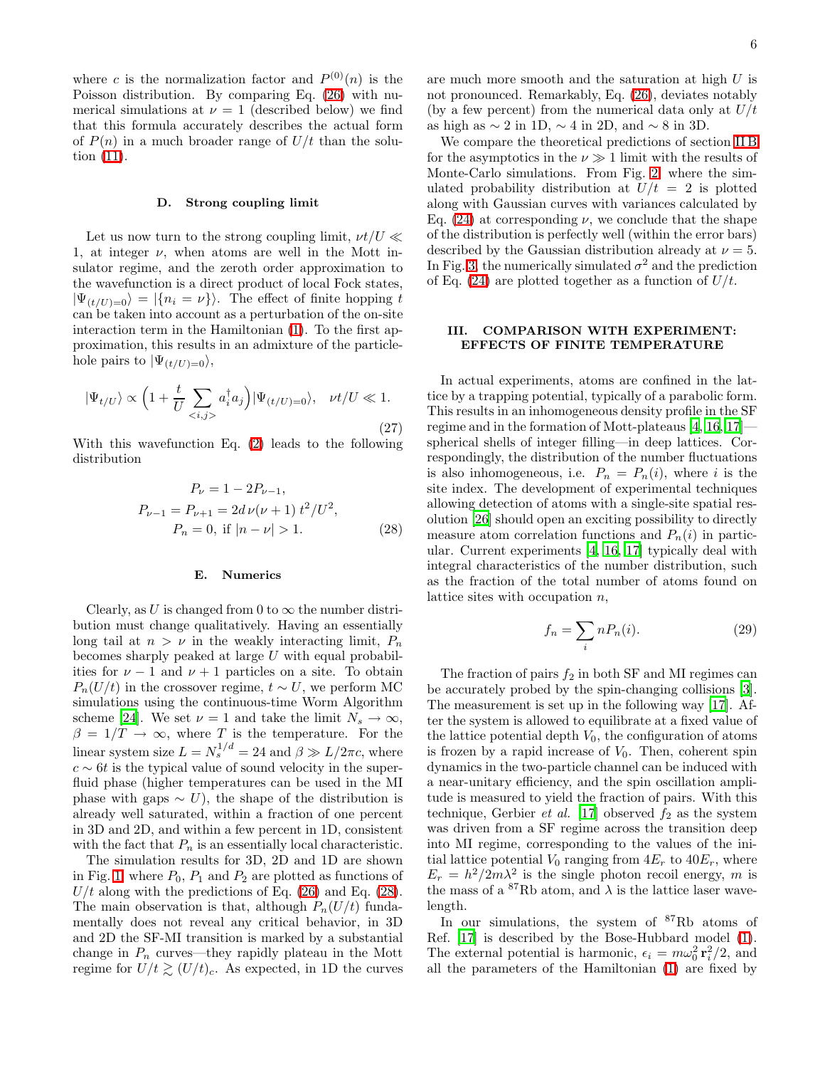where $c$ is the normalization factor and $P^{(0)}(n)$ is the Poisson distribution. By comparing Eq. (26) with numerical simulations at $\nu = 1$ (described below) we find that this formula accurately describes the actual form of $P(n)$ in a much broader range of $U/t$ than the solution (11).

### D. Strong coupling limit

Let us now turn to the strong coupling limit, $\nu t/U \ll 1$, at integer $\nu$, when atoms are well in the Mott insulator regime, and the zeroth order approximation to the wavefunction is a direct product of local Fock states, $|\Psi_{(t/U)=0}\rangle = |\{n_i = \nu\}\rangle$. The effect of finite hopping $t$ can be taken into account as a perturbation of the on-site interaction term in the Hamiltonian (1). To the first approximation, this results in an admixture of the particle-hole pairs to $|\Psi_{(t/U)=0}\rangle$,

$$|\Psi_{t/U}\rangle \propto \Big(1 + \frac{t}{U} \sum_{<i,j>} a_i^\dagger a_j\Big)|\Psi_{(t/U)=0}\rangle, \quad \nu t/U \ll 1. \tag{27}$$

With this wavefunction Eq. (2) leads to the following distribution

$$\begin{aligned} P_\nu &= 1 - 2P_{\nu-1}, \\ P_{\nu-1} = P_{\nu+1} &= 2d\,\nu(\nu+1)\,t^2/U^2, \\ P_n &= 0, \text{ if } |n-\nu| > 1. \end{aligned} \tag{28}$$

### E. Numerics

Clearly, as $U$ is changed from 0 to $\infty$ the number distribution must change qualitatively. Having an essentially long tail at $n > \nu$ in the weakly interacting limit, $P_n$ becomes sharply peaked at large $U$ with equal probabilities for $\nu-1$ and $\nu+1$ particles on a site. To obtain $P_n(U/t)$ in the crossover regime, $t \sim U$, we perform MC simulations using the continuous-time Worm Algorithm scheme [24]. We set $\nu = 1$ and take the limit $N_s \to \infty$, $\beta = 1/T \to \infty$, where $T$ is the temperature. For the linear system size $L = N_s^{1/d} = 24$ and $\beta \gg L/2\pi c$, where $c \sim 6t$ is the typical value of sound velocity in the superfluid phase (higher temperatures can be used in the MI phase with gaps $\sim U$), the shape of the distribution is already well saturated, within a fraction of one percent in 3D and 2D, and within a few percent in 1D, consistent with the fact that $P_n$ is an essentially local characteristic.

The simulation results for 3D, 2D and 1D are shown in Fig. 1 where $P_0$, $P_1$ and $P_2$ are plotted as functions of $U/t$ along with the predictions of Eq. (26) and Eq. (28). The main observation is that, although $P_n(U/t)$ fundamentally does not reveal any critical behavior, in 3D and 2D the SF-MI transition is marked by a substantial change in $P_n$ curves—they rapidly plateau in the Mott regime for $U/t \gtrsim (U/t)_c$. As expected, in 1D the curves are much more smooth and the saturation at high $U$ is not pronounced. Remarkably, Eq. (26), deviates notably (by a few percent) from the numerical data only at $U/t$ as high as $\sim 2$ in 1D, $\sim 4$ in 2D, and $\sim 8$ in 3D.

We compare the theoretical predictions of section II B for the asymptotics in the $\nu \gg 1$ limit with the results of Monte-Carlo simulations. From Fig. 2, where the simulated probability distribution at $U/t = 2$ is plotted along with Gaussian curves with variances calculated by Eq. (24) at corresponding $\nu$, we conclude that the shape of the distribution is perfectly well (within the error bars) described by the Gaussian distribution already at $\nu = 5$. In Fig. 3, the numerically simulated $\sigma^2$ and the prediction of Eq. (24) are plotted together as a function of $U/t$.

## III. COMPARISON WITH EXPERIMENT: EFFECTS OF FINITE TEMPERATURE

In actual experiments, atoms are confined in the lattice by a trapping potential, typically of a parabolic form. This results in an inhomogeneous density profile in the SF regime and in the formation of Mott-plateaus [4, 16, 17]—spherical shells of integer filling—in deep lattices. Correspondingly, the distribution of the number fluctuations is also inhomogeneous, i.e. $P_n = P_n(i)$, where $i$ is the site index. The development of experimental techniques allowing detection of atoms with a single-site spatial resolution [26] should open an exciting possibility to directly measure atom correlation functions and $P_n(i)$ in particular. Current experiments [4, 16, 17] typically deal with integral characteristics of the number distribution, such as the fraction of the total number of atoms found on lattice sites with occupation $n$,

$$f_n = \sum_i n P_n(i). \tag{29}$$

The fraction of pairs $f_2$ in both SF and MI regimes can be accurately probed by the spin-changing collisions [3]. The measurement is set up in the following way [17]. After the system is allowed to equilibrate at a fixed value of the lattice potential depth $V_0$, the configuration of atoms is frozen by a rapid increase of $V_0$. Then, coherent spin dynamics in the two-particle channel can be induced with a near-unitary efficiency, and the spin oscillation amplitude is measured to yield the fraction of pairs. With this technique, Gerbier *et al.* [17] observed $f_2$ as the system was driven from a SF regime across the transition deep into MI regime, corresponding to the values of the initial lattice potential $V_0$ ranging from $4E_r$ to $40E_r$, where $E_r = h^2/2m\lambda^2$ is the single photon recoil energy, $m$ is the mass of a $^{87}$Rb atom, and $\lambda$ is the lattice laser wavelength.

In our simulations, the system of $^{87}$Rb atoms of Ref. [17] is described by the Bose-Hubbard model (1). The external potential is harmonic, $\epsilon_i = m\omega_0^2\,\mathbf{r}_i^2/2$, and all the parameters of the Hamiltonian (1) are fixed by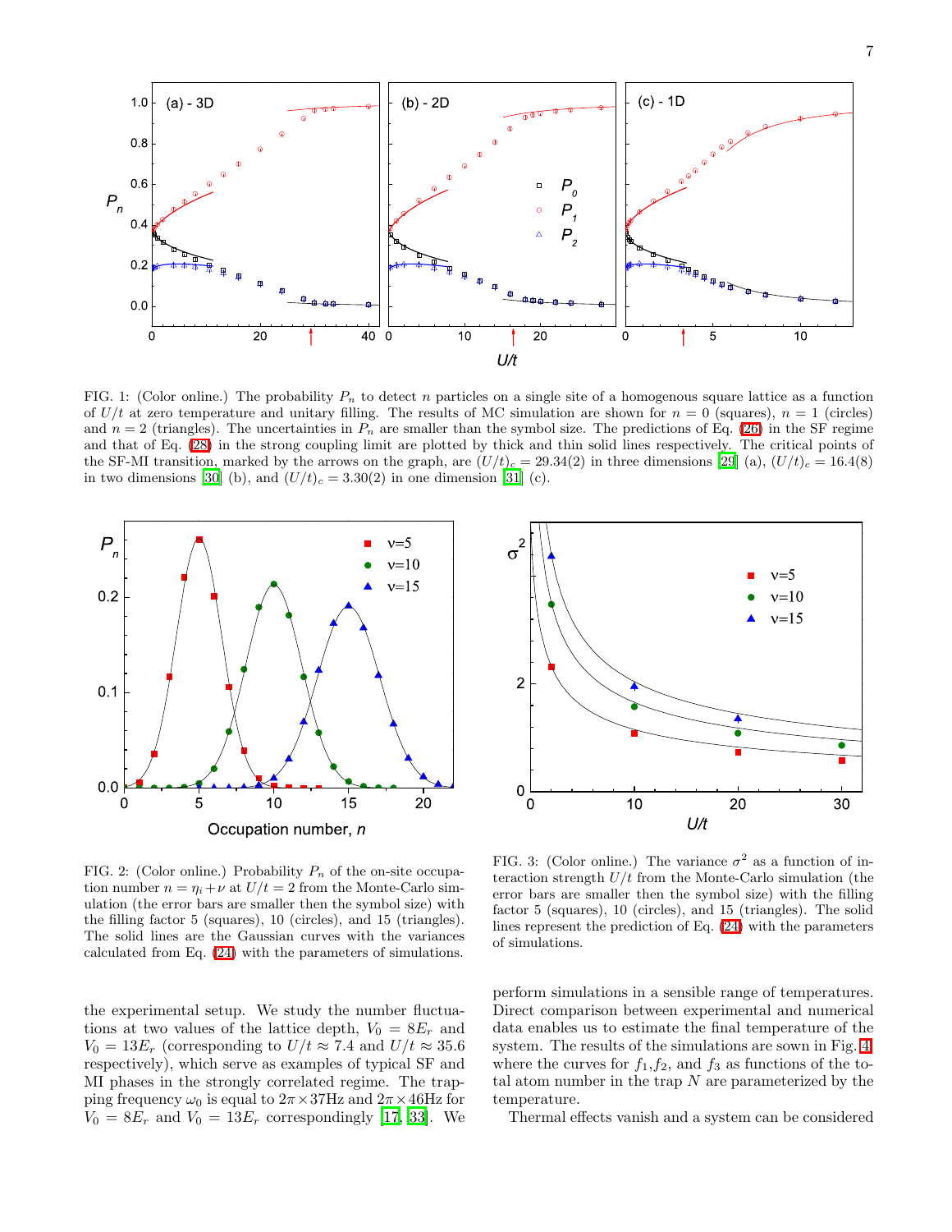FIG. 1: (Color online.) The probability $P_n$ to detect $n$ particles on a single site of a homogenous square lattice as a function of $U/t$ at zero temperature and unitary filling. The results of MC simulation are shown for $n = 0$ (squares), $n = 1$ (circles) and $n = 2$ (triangles). The uncertainties in $P_n$ are smaller than the symbol size. The predictions of Eq. (26) in the SF regime and that of Eq. (28) in the strong coupling limit are plotted by thick and thin solid lines respectively. The critical points of the SF-MI transition, marked by the arrows on the graph, are $(U/t)_c = 29.34(2)$ in three dimensions [29] (a), $(U/t)_c = 16.4(8)$ in two dimensions [30] (b), and $(U/t)_c = 3.30(2)$ in one dimension [31] (c).

FIG. 2: (Color online.) Probability $P_n$ of the on-site occupation number $n = \eta_i + \nu$ at $U/t = 2$ from the Monte-Carlo simulation (the error bars are smaller then the symbol size) with the filling factor 5 (squares), 10 (circles), and 15 (triangles). The solid lines are the Gaussian curves with the variances calculated from Eq. (24) with the parameters of simulations.

FIG. 3: (Color online.) The variance $\sigma^2$ as a function of interaction strength $U/t$ from the Monte-Carlo simulation (the error bars are smaller then the symbol size) with the filling factor 5 (squares), 10 (circles), and 15 (triangles). The solid lines represent the prediction of Eq. (24) with the parameters of simulations.

the experimental setup. We study the number fluctuations at two values of the lattice depth, $V_0 = 8E_r$ and $V_0 = 13E_r$ (corresponding to $U/t \approx 7.4$ and $U/t \approx 35.6$ respectively), which serve as examples of typical SF and MI phases in the strongly correlated regime. The trapping frequency $\omega_0$ is equal to $2\pi\times37$Hz and $2\pi\times46$Hz for $V_0 = 8E_r$ and $V_0 = 13E_r$ correspondingly [17, 33]. We perform simulations in a sensible range of temperatures. Direct comparison between experimental and numerical data enables us to estimate the final temperature of the system. The results of the simulations are sown in Fig. 4 where the curves for $f_1$,$f_2$, and $f_3$ as functions of the total atom number in the trap $N$ are parameterized by the temperature.

Thermal effects vanish and a system can be considered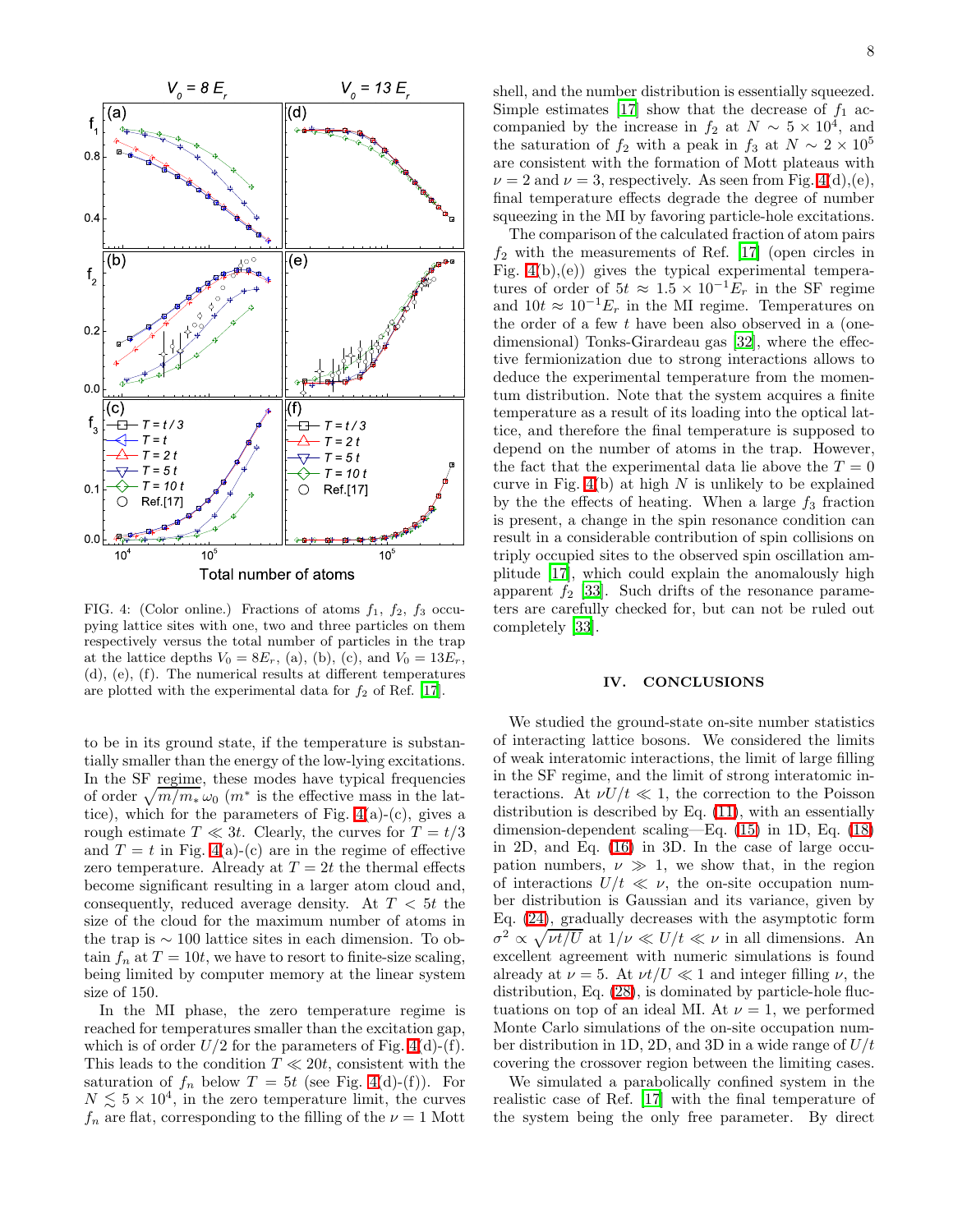FIG. 4: (Color online.) Fractions of atoms $f_1$, $f_2$, $f_3$ occupying lattice sites with one, two and three particles on them respectively versus the total number of particles in the trap at the lattice depths $V_0 = 8E_r$, (a), (b), (c), and $V_0 = 13E_r$, (d), (e), (f). The numerical results at different temperatures are plotted with the experimental data for $f_2$ of Ref. [17].

to be in its ground state, if the temperature is substantially smaller than the energy of the low-lying excitations. In the SF regime, these modes have typical frequencies of order $\sqrt{m/m_*}\,\omega_0$ ($m^*$ is the effective mass in the lattice), which for the parameters of Fig. 4(a)-(c), gives a rough estimate $T \ll 3t$. Clearly, the curves for $T = t/3$ and $T = t$ in Fig. 4(a)-(c) are in the regime of effective zero temperature. Already at $T = 2t$ the thermal effects become significant resulting in a larger atom cloud and, consequently, reduced average density. At $T < 5t$ the size of the cloud for the maximum number of atoms in the trap is $\sim 100$ lattice sites in each dimension. To obtain $f_n$ at $T = 10t$, we have to resort to finite-size scaling, being limited by computer memory at the linear system size of 150.

In the MI phase, the zero temperature regime is reached for temperatures smaller than the excitation gap, which is of order $U/2$ for the parameters of Fig. 4(d)-(f). This leads to the condition $T \ll 20t$, consistent with the saturation of $f_n$ below $T = 5t$ (see Fig. 4(d)-(f)). For $N \lesssim 5 \times 10^4$, in the zero temperature limit, the curves $f_n$ are flat, corresponding to the filling of the $\nu = 1$ Mott shell, and the number distribution is essentially squeezed. Simple estimates [17] show that the decrease of $f_1$ accompanied by the increase in $f_2$ at $N \sim 5 \times 10^4$, and the saturation of $f_2$ with a peak in $f_3$ at $N \sim 2 \times 10^5$ are consistent with the formation of Mott plateaus with $\nu = 2$ and $\nu = 3$, respectively. As seen from Fig. 4(d),(e), final temperature effects degrade the degree of number squeezing in the MI by favoring particle-hole excitations.

The comparison of the calculated fraction of atom pairs $f_2$ with the measurements of Ref. [17] (open circles in Fig. 4(b),(e)) gives the typical experimental temperatures of order of $5t \approx 1.5 \times 10^{-1} E_r$ in the SF regime and $10t \approx 10^{-1} E_r$ in the MI regime. Temperatures on the order of a few $t$ have been also observed in a (one-dimensional) Tonks-Girardeau gas [32], where the effective fermionization due to strong interactions allows to deduce the experimental temperature from the momentum distribution. Note that the system acquires a finite temperature as a result of its loading into the optical lattice, and therefore the final temperature is supposed to depend on the number of atoms in the trap. However, the fact that the experimental data lie above the $T = 0$ curve in Fig. 4(b) at high $N$ is unlikely to be explained by the the effects of heating. When a large $f_3$ fraction is present, a change in the spin resonance condition can result in a considerable contribution of spin collisions on triply occupied sites to the observed spin oscillation amplitude [17], which could explain the anomalously high apparent $f_2$ [33]. Such drifts of the resonance parameters are carefully checked for, but can not be ruled out completely [33].

## IV. CONCLUSIONS

We studied the ground-state on-site number statistics of interacting lattice bosons. We considered the limits of weak interatomic interactions, the limit of large filling in the SF regime, and the limit of strong interatomic interactions. At $\nu U/t \ll 1$, the correction to the Poisson distribution is described by Eq. (11), with an essentially dimension-dependent scaling—Eq. (15) in 1D, Eq. (18) in 2D, and Eq. (16) in 3D. In the case of large occupation numbers, $\nu \gg 1$, we show that, in the region of interactions $U/t \ll \nu$, the on-site occupation number distribution is Gaussian and its variance, given by Eq. (24), gradually decreases with the asymptotic form $\sigma^2 \propto \sqrt{\nu t/U}$ at $1/\nu \ll U/t \ll \nu$ in all dimensions. An excellent agreement with numeric simulations is found already at $\nu = 5$. At $\nu t/U \ll 1$ and integer filling $\nu$, the distribution, Eq. (28), is dominated by particle-hole fluctuations on top of an ideal MI. At $\nu = 1$, we performed Monte Carlo simulations of the on-site occupation number distribution in 1D, 2D, and 3D in a wide range of $U/t$ covering the crossover region between the limiting cases.

We simulated a parabolically confined system in the realistic case of Ref. [17] with the final temperature of the system being the only free parameter. By direct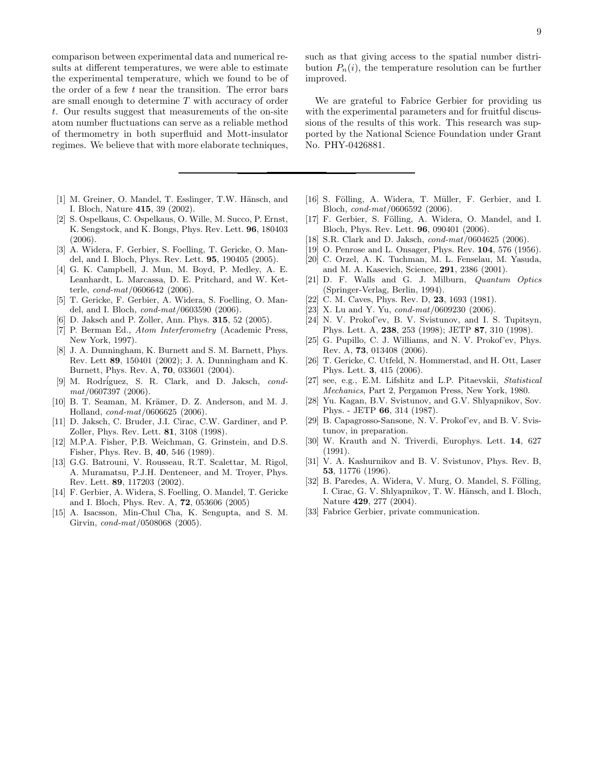comparison between experimental data and numerical results at different temperatures, we were able to estimate the experimental temperature, which we found to be of the order of a few $t$ near the transition. The error bars are small enough to determine $T$ with accuracy of order $t$. Our results suggest that measurements of the on-site atom number fluctuations can serve as a reliable method of thermometry in both superfluid and Mott-insulator regimes. We believe that with more elaborate techniques, such as that giving access to the spatial number distribution $P_n(i)$, the temperature resolution can be further improved.

We are grateful to Fabrice Gerbier for providing us with the experimental parameters and for fruitful discussions of the results of this work. This research was supported by the National Science Foundation under Grant No. PHY-0426881.

---

[1] M. Greiner, O. Mandel, T. Esslinger, T.W. Hänsch, and I. Bloch, Nature **415**, 39 (2002).

[2] S. Ospelkaus, C. Ospelkaus, O. Wille, M. Succo, P. Ernst, K. Sengstock, and K. Bongs, Phys. Rev. Lett. **96**, 180403 (2006).

[3] A. Widera, F. Gerbier, S. Foelling, T. Gericke, O. Mandel, and I. Bloch, Phys. Rev. Lett. **95**, 190405 (2005).

[4] G. K. Campbell, J. Mun, M. Boyd, P. Medley, A. E. Leanhardt, L. Marcassa, D. E. Pritchard, and W. Ketterle, *cond-mat*/0606642 (2006).

[5] T. Gericke, F. Gerbier, A. Widera, S. Foelling, O. Mandel, and I. Bloch, *cond-mat*/0603590 (2006).

[6] D. Jaksch and P. Zoller, Ann. Phys. **315**, 52 (2005).

[7] P. Berman Ed., *Atom Interferometry* (Academic Press, New York, 1997).

[8] J. A. Dunningham, K. Burnett and S. M. Barnett, Phys. Rev. Lett **89**, 150401 (2002); J. A. Dunningham and K. Burnett, Phys. Rev. A, **70**, 033601 (2004).

[9] M. Rodríguez, S. R. Clark, and D. Jaksch, *cond-mat*/0607397 (2006).

[10] B. T. Seaman, M. Krämer, D. Z. Anderson, and M. J. Holland, *cond-mat*/0606625 (2006).

[11] D. Jaksch, C. Bruder, J.I. Cirac, C.W. Gardiner, and P. Zoller, Phys. Rev. Lett. **81**, 3108 (1998).

[12] M.P.A. Fisher, P.B. Weichman, G. Grinstein, and D.S. Fisher, Phys. Rev. B, **40**, 546 (1989).

[13] G.G. Batrouni, V. Rousseau, R.T. Scalettar, M. Rigol, A. Muramatsu, P.J.H. Denteneer, and M. Troyer, Phys. Rev. Lett. **89**, 117203 (2002).

[14] F. Gerbier, A. Widera, S. Foelling, O. Mandel, T. Gericke and I. Bloch, Phys. Rev. A, **72**, 053606 (2005)

[15] A. Isacsson, Min-Chul Cha, K. Sengupta, and S. M. Girvin, *cond-mat*/0508068 (2005).

[16] S. Fölling, A. Widera, T. Müller, F. Gerbier, and I. Bloch, *cond-mat*/0606592 (2006).

[17] F. Gerbier, S. Fölling, A. Widera, O. Mandel, and I. Bloch, Phys. Rev. Lett. **96**, 090401 (2006).

[18] S.R. Clark and D. Jaksch, *cond-mat*/0604625 (2006).

[19] O. Penrose and L. Onsager, Phys. Rev. **104**, 576 (1956).

[20] C. Orzel, A. K. Tuchman, M. L. Fenselau, M. Yasuda, and M. A. Kasevich, Science, **291**, 2386 (2001).

[21] D. F. Walls and G. J. Milburn, *Quantum Optics* (Springer-Verlag, Berlin, 1994).

[22] C. M. Caves, Phys. Rev. D, **23**, 1693 (1981).

[23] X. Lu and Y. Yu, *cond-mat*/0609230 (2006).

[24] N. V. Prokof'ev, B. V. Svistunov, and I. S. Tupitsyn, Phys. Lett. A, **238**, 253 (1998); JETP **87**, 310 (1998).

[25] G. Pupillo, C. J. Williams, and N. V. Prokof'ev, Phys. Rev. A, **73**, 013408 (2006).

[26] T. Gericke, C. Utfeld, N. Hommerstad, and H. Ott, Laser Phys. Lett. **3**, 415 (2006).

[27] see, e.g., E.M. Lifshitz and L.P. Pitaevskii, *Statistical Mechanics*, Part 2, Pergamon Press, New York, 1980.

[28] Yu. Kagan, B.V. Svistunov, and G.V. Shlyapnikov, Sov. Phys. - JETP **66**, 314 (1987).

[29] B. Capagrosso-Sansone, N. V. Prokof'ev, and B. V. Svistunov, in preparation.

[30] W. Krauth and N. Triverdi, Europhys. Lett. **14**, 627 (1991).

[31] V. A. Kashurnikov and B. V. Svistunov, Phys. Rev. B, **53**, 11776 (1996).

[32] B. Paredes, A. Widera, V. Murg, O. Mandel, S. Fölling, I. Cirac, G. V. Shlyapnikov, T. W. Hänsch, and I. Bloch, Nature **429**, 277 (2004).

[33] Fabrice Gerbier, private communication.